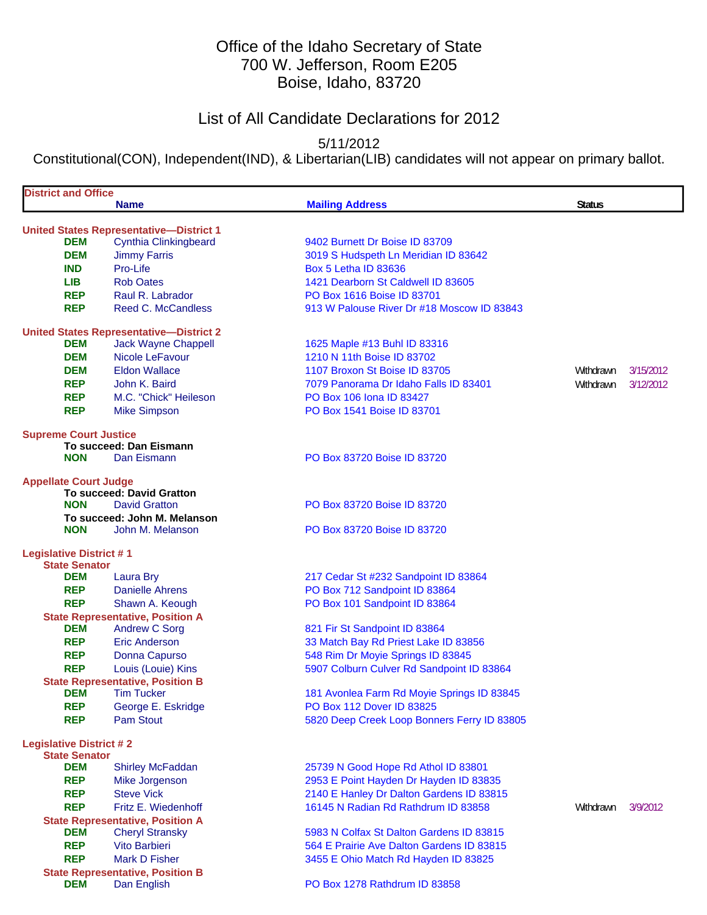# Office of the Idaho Secretary of State
700 W. Jefferson, Room E205
Boise, Idaho, 83720

## List of All Candidate Declarations for 2012

5/11/2012

Constitutional(CON), Independent(IND), & Libertarian(LIB) candidates will not appear on primary ballot.

| District and Office | Name | Mailing Address | Status | |
|---|---|---|---|---|
| **United States Representative—District 1** | | | | |
| DEM | Cynthia Clinkingbeard | 9402 Burnett Dr Boise ID 83709 | | |
| DEM | Jimmy Farris | 3019 S Hudspeth Ln Meridian ID 83642 | | |
| IND | Pro-Life | Box 5 Letha ID 83636 | | |
| LIB | Rob Oates | 1421 Dearborn St Caldwell ID 83605 | | |
| REP | Raul R. Labrador | PO Box 1616 Boise ID 83701 | | |
| REP | Reed C. McCandless | 913 W Palouse River Dr #18 Moscow ID 83843 | | |
| **United States Representative—District 2** | | | | |
| DEM | Jack Wayne Chappell | 1625 Maple #13 Buhl ID 83316 | | |
| DEM | Nicole LeFavour | 1210 N 11th Boise ID 83702 | | |
| DEM | Eldon Wallace | 1107 Broxon St Boise ID 83705 | Withdrawn | 3/15/2012 |
| REP | John K. Baird | 7079 Panorama Dr Idaho Falls ID 83401 | Withdrawn | 3/12/2012 |
| REP | M.C. "Chick" Heileson | PO Box 106 Iona ID 83427 | | |
| REP | Mike Simpson | PO Box 1541 Boise ID 83701 | | |
| **Supreme Court Justice** | | | | |
| **To succeed: Dan Eismann** | | | | |
| NON | Dan Eismann | PO Box 83720 Boise ID 83720 | | |
| **Appellate Court Judge** | | | | |
| **To succeed: David Gratton** | | | | |
| NON | David Gratton | PO Box 83720 Boise ID 83720 | | |
| **To succeed: John M. Melanson** | | | | |
| NON | John M. Melanson | PO Box 83720 Boise ID 83720 | | |
| **Legislative District # 1** | | | | |
| **State Senator** | | | | |
| DEM | Laura Bry | 217 Cedar St #232 Sandpoint ID 83864 | | |
| REP | Danielle Ahrens | PO Box 712 Sandpoint ID 83864 | | |
| REP | Shawn A. Keough | PO Box 101 Sandpoint ID 83864 | | |
| **State Representative, Position A** | | | | |
| DEM | Andrew C Sorg | 821 Fir St Sandpoint ID 83864 | | |
| REP | Eric Anderson | 33 Match Bay Rd Priest Lake ID 83856 | | |
| REP | Donna Capurso | 548 Rim Dr Moyie Springs ID 83845 | | |
| REP | Louis (Louie) Kins | 5907 Colburn Culver Rd Sandpoint ID 83864 | | |
| **State Representative, Position B** | | | | |
| DEM | Tim Tucker | 181 Avonlea Farm Rd Moyie Springs ID 83845 | | |
| REP | George E. Eskridge | PO Box 112 Dover ID 83825 | | |
| REP | Pam Stout | 5820 Deep Creek Loop Bonners Ferry ID 83805 | | |
| **Legislative District # 2** | | | | |
| **State Senator** | | | | |
| DEM | Shirley McFaddan | 25739 N Good Hope Rd Athol ID 83801 | | |
| REP | Mike Jorgenson | 2953 E Point Hayden Dr Hayden ID 83835 | | |
| REP | Steve Vick | 2140 E Hanley Dr Dalton Gardens ID 83815 | | |
| REP | Fritz E. Wiedenhoff | 16145 N Radian Rd Rathdrum ID 83858 | Withdrawn | 3/9/2012 |
| **State Representative, Position A** | | | | |
| DEM | Cheryl Stransky | 5983 N Colfax St Dalton Gardens ID 83815 | | |
| REP | Vito Barbieri | 564 E Prairie Ave Dalton Gardens ID 83815 | | |
| REP | Mark D Fisher | 3455 E Ohio Match Rd Hayden ID 83825 | | |
| **State Representative, Position B** | | | | |
| DEM | Dan English | PO Box 1278 Rathdrum ID 83858 | | |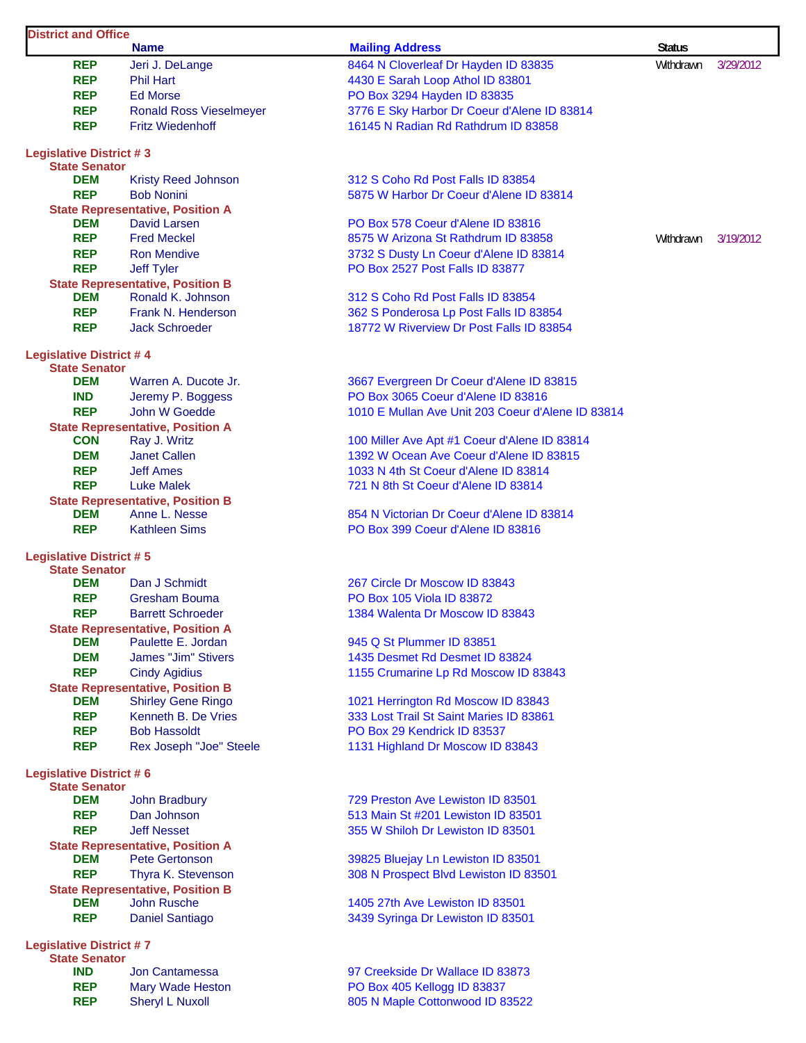| District and Office | Name | Mailing Address | Status | |
|---|---|---|---|---|
| REP | Jeri J. DeLange | 8464 N Cloverleaf Dr Hayden ID 83835 | Withdrawn | 3/29/2012 |
| REP | Phil Hart | 4430 E Sarah Loop Athol ID 83801 | | |
| REP | Ed Morse | PO Box 3294 Hayden ID 83835 | | |
| REP | Ronald Ross Vieselmeyer | 3776 E Sky Harbor Dr Coeur d'Alene ID 83814 | | |
| REP | Fritz Wiedenhoff | 16145 N Radian Rd Rathdrum ID 83858 | | |
| **Legislative District # 3** | | | | |
| **State Senator** | | | | |
| DEM | Kristy Reed Johnson | 312 S Coho Rd Post Falls ID 83854 | | |
| REP | Bob Nonini | 5875 W Harbor Dr Coeur d'Alene ID 83814 | | |
| **State Representative, Position A** | | | | |
| DEM | David Larsen | PO Box 578 Coeur d'Alene ID 83816 | | |
| REP | Fred Meckel | 8575 W Arizona St Rathdrum ID 83858 | Withdrawn | 3/19/2012 |
| REP | Ron Mendive | 3732 S Dusty Ln Coeur d'Alene ID 83814 | | |
| REP | Jeff Tyler | PO Box 2527 Post Falls ID 83877 | | |
| **State Representative, Position B** | | | | |
| DEM | Ronald K. Johnson | 312 S Coho Rd Post Falls ID 83854 | | |
| REP | Frank N. Henderson | 362 S Ponderosa Lp Post Falls ID 83854 | | |
| REP | Jack Schroeder | 18772 W Riverview Dr Post Falls ID 83854 | | |
| **Legislative District # 4** | | | | |
| **State Senator** | | | | |
| DEM | Warren A. Ducote Jr. | 3667 Evergreen Dr Coeur d'Alene ID 83815 | | |
| IND | Jeremy P. Boggess | PO Box 3065 Coeur d'Alene ID 83816 | | |
| REP | John W Goedde | 1010 E Mullan Ave Unit 203 Coeur d'Alene ID 83814 | | |
| **State Representative, Position A** | | | | |
| CON | Ray J. Writz | 100 Miller Ave Apt #1 Coeur d'Alene ID 83814 | | |
| DEM | Janet Callen | 1392 W Ocean Ave Coeur d'Alene ID 83815 | | |
| REP | Jeff Ames | 1033 N 4th St Coeur d'Alene ID 83814 | | |
| REP | Luke Malek | 721 N 8th St Coeur d'Alene ID 83814 | | |
| **State Representative, Position B** | | | | |
| DEM | Anne L. Nesse | 854 N Victorian Dr Coeur d'Alene ID 83814 | | |
| REP | Kathleen Sims | PO Box 399 Coeur d'Alene ID 83816 | | |
| **Legislative District # 5** | | | | |
| **State Senator** | | | | |
| DEM | Dan J Schmidt | 267 Circle Dr Moscow ID 83843 | | |
| REP | Gresham Bouma | PO Box 105 Viola ID 83872 | | |
| REP | Barrett Schroeder | 1384 Walenta Dr Moscow ID 83843 | | |
| **State Representative, Position A** | | | | |
| DEM | Paulette E. Jordan | 945 Q St Plummer ID 83851 | | |
| DEM | James "Jim" Stivers | 1435 Desmet Rd Desmet ID 83824 | | |
| REP | Cindy Agidius | 1155 Crumarine Lp Rd Moscow ID 83843 | | |
| **State Representative, Position B** | | | | |
| DEM | Shirley Gene Ringo | 1021 Herrington Rd Moscow ID 83843 | | |
| REP | Kenneth B. De Vries | 333 Lost Trail St Saint Maries ID 83861 | | |
| REP | Bob Hassoldt | PO Box 29 Kendrick ID 83537 | | |
| REP | Rex Joseph "Joe" Steele | 1131 Highland Dr Moscow ID 83843 | | |
| **Legislative District # 6** | | | | |
| **State Senator** | | | | |
| DEM | John Bradbury | 729 Preston Ave Lewiston ID 83501 | | |
| REP | Dan Johnson | 513 Main St #201 Lewiston ID 83501 | | |
| REP | Jeff Nesset | 355 W Shiloh Dr Lewiston ID 83501 | | |
| **State Representative, Position A** | | | | |
| DEM | Pete Gertonson | 39825 Bluejay Ln Lewiston ID 83501 | | |
| REP | Thyra K. Stevenson | 308 N Prospect Blvd Lewiston ID 83501 | | |
| **State Representative, Position B** | | | | |
| DEM | John Rusche | 1405 27th Ave Lewiston ID 83501 | | |
| REP | Daniel Santiago | 3439 Syringa Dr Lewiston ID 83501 | | |
| **Legislative District # 7** | | | | |
| **State Senator** | | | | |
| IND | Jon Cantamessa | 97 Creekside Dr Wallace ID 83873 | | |
| REP | Mary Wade Heston | PO Box 405 Kellogg ID 83837 | | |
| REP | Sheryl L Nuxoll | 805 N Maple Cottonwood ID 83522 | | |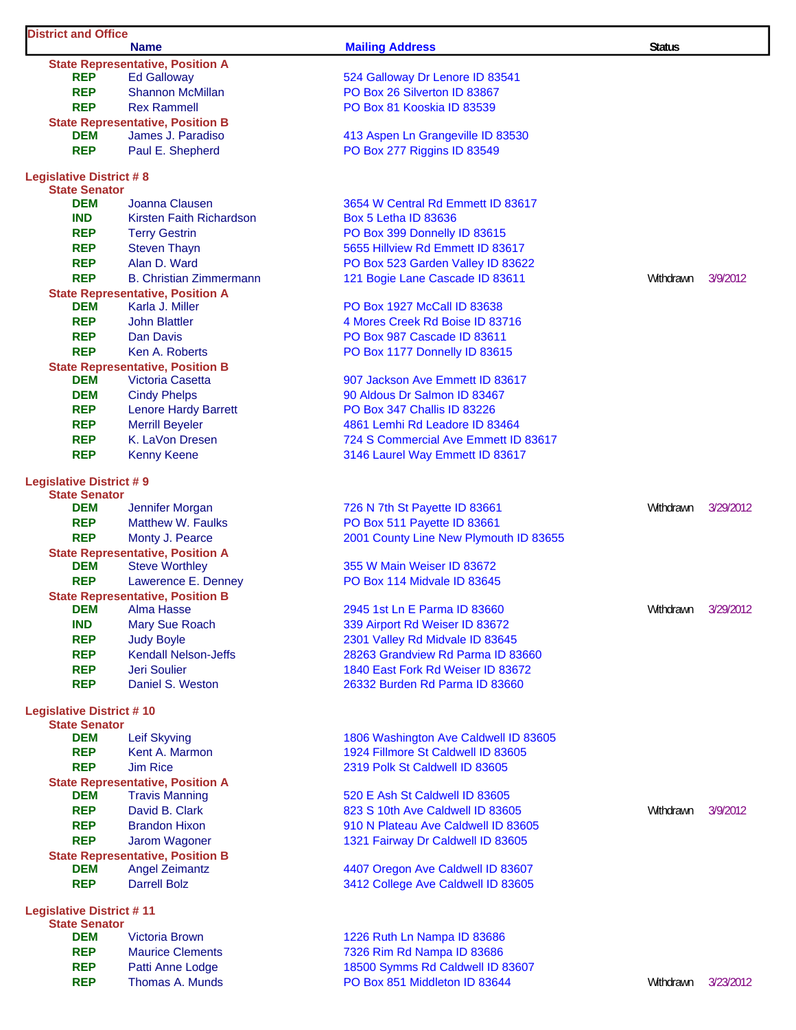| District and Office | Name | Mailing Address | Status | |
|---|---|---|---|---|
| **State Representative, Position A** | | | | |
| REP | Ed Galloway | 524 Galloway Dr Lenore ID 83541 | | |
| REP | Shannon McMillan | PO Box 26 Silverton ID 83867 | | |
| REP | Rex Rammell | PO Box 81 Kooskia ID 83539 | | |
| **State Representative, Position B** | | | | |
| DEM | James J. Paradiso | 413 Aspen Ln Grangeville ID 83530 | | |
| REP | Paul E. Shepherd | PO Box 277 Riggins ID 83549 | | |
| **Legislative District # 8** | | | | |
| **State Senator** | | | | |
| DEM | Joanna Clausen | 3654 W Central Rd Emmett ID 83617 | | |
| IND | Kirsten Faith Richardson | Box 5 Letha ID 83636 | | |
| REP | Terry Gestrin | PO Box 399 Donnelly ID 83615 | | |
| REP | Steven Thayn | 5655 Hillview Rd Emmett ID 83617 | | |
| REP | Alan D. Ward | PO Box 523 Garden Valley ID 83622 | | |
| REP | B. Christian Zimmermann | 121 Bogie Lane Cascade ID 83611 | Withdrawn | 3/9/2012 |
| **State Representative, Position A** | | | | |
| DEM | Karla J. Miller | PO Box 1927 McCall ID 83638 | | |
| REP | John Blattler | 4 Mores Creek Rd Boise ID 83716 | | |
| REP | Dan Davis | PO Box 987 Cascade ID 83611 | | |
| REP | Ken A. Roberts | PO Box 1177 Donnelly ID 83615 | | |
| **State Representative, Position B** | | | | |
| DEM | Victoria Casetta | 907 Jackson Ave Emmett ID 83617 | | |
| DEM | Cindy Phelps | 90 Aldous Dr Salmon ID 83467 | | |
| REP | Lenore Hardy Barrett | PO Box 347 Challis ID 83226 | | |
| REP | Merrill Beyeler | 4861 Lemhi Rd Leadore ID 83464 | | |
| REP | K. LaVon Dresen | 724 S Commercial Ave Emmett ID 83617 | | |
| REP | Kenny Keene | 3146 Laurel Way Emmett ID 83617 | | |
| **Legislative District # 9** | | | | |
| **State Senator** | | | | |
| DEM | Jennifer Morgan | 726 N 7th St Payette ID 83661 | Withdrawn | 3/29/2012 |
| REP | Matthew W. Faulks | PO Box 511 Payette ID 83661 | | |
| REP | Monty J. Pearce | 2001 County Line New Plymouth ID 83655 | | |
| **State Representative, Position A** | | | | |
| DEM | Steve Worthley | 355 W Main Weiser ID 83672 | | |
| REP | Lawerence E. Denney | PO Box 114 Midvale ID 83645 | | |
| **State Representative, Position B** | | | | |
| DEM | Alma Hasse | 2945 1st Ln E Parma ID 83660 | Withdrawn | 3/29/2012 |
| IND | Mary Sue Roach | 339 Airport Rd Weiser ID 83672 | | |
| REP | Judy Boyle | 2301 Valley Rd Midvale ID 83645 | | |
| REP | Kendall Nelson-Jeffs | 28263 Grandview Rd Parma ID 83660 | | |
| REP | Jeri Soulier | 1840 East Fork Rd Weiser ID 83672 | | |
| REP | Daniel S. Weston | 26332 Burden Rd Parma ID 83660 | | |
| **Legislative District # 10** | | | | |
| **State Senator** | | | | |
| DEM | Leif Skyving | 1806 Washington Ave Caldwell ID 83605 | | |
| REP | Kent A. Marmon | 1924 Fillmore St Caldwell ID 83605 | | |
| REP | Jim Rice | 2319 Polk St Caldwell ID 83605 | | |
| **State Representative, Position A** | | | | |
| DEM | Travis Manning | 520 E Ash St Caldwell ID 83605 | | |
| REP | David B. Clark | 823 S 10th Ave Caldwell ID 83605 | Withdrawn | 3/9/2012 |
| REP | Brandon Hixon | 910 N Plateau Ave Caldwell ID 83605 | | |
| REP | Jarom Wagoner | 1321 Fairway Dr Caldwell ID 83605 | | |
| **State Representative, Position B** | | | | |
| DEM | Angel Zeimantz | 4407 Oregon Ave Caldwell ID 83607 | | |
| REP | Darrell Bolz | 3412 College Ave Caldwell ID 83605 | | |
| **Legislative District # 11** | | | | |
| **State Senator** | | | | |
| DEM | Victoria Brown | 1226 Ruth Ln Nampa ID 83686 | | |
| REP | Maurice Clements | 7326 Rim Rd Nampa ID 83686 | | |
| REP | Patti Anne Lodge | 18500 Symms Rd Caldwell ID 83607 | | |
| REP | Thomas A. Munds | PO Box 851 Middleton ID 83644 | Withdrawn | 3/23/2012 |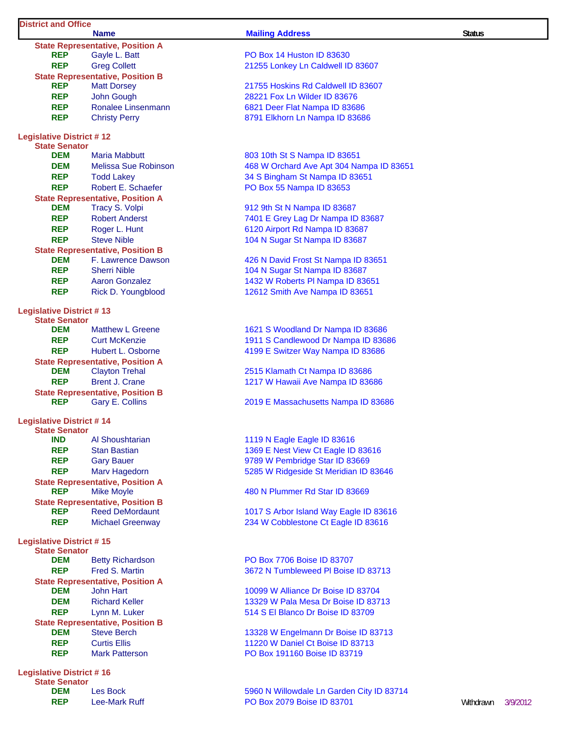| District and Office | Name | Mailing Address | Status | |
|---|---|---|---|---|
| **State Representative, Position A** | | | | |
| REP | Gayle L. Batt | PO Box 14 Huston ID 83630 | | |
| REP | Greg Collett | 21255 Lonkey Ln Caldwell ID 83607 | | |
| **State Representative, Position B** | | | | |
| REP | Matt Dorsey | 21755 Hoskins Rd Caldwell ID 83607 | | |
| REP | John Gough | 28221 Fox Ln Wilder ID 83676 | | |
| REP | Ronalee Linsenmann | 6821 Deer Flat Nampa ID 83686 | | |
| REP | Christy Perry | 8791 Elkhorn Ln Nampa ID 83686 | | |
| **Legislative District # 12** | | | | |
| **State Senator** | | | | |
| DEM | Maria Mabbutt | 803 10th St S Nampa ID 83651 | | |
| DEM | Melissa Sue Robinson | 468 W Orchard Ave Apt 304 Nampa ID 83651 | | |
| REP | Todd Lakey | 34 S Bingham St Nampa ID 83651 | | |
| REP | Robert E. Schaefer | PO Box 55 Nampa ID 83653 | | |
| **State Representative, Position A** | | | | |
| DEM | Tracy S. Volpi | 912 9th St N Nampa ID 83687 | | |
| REP | Robert Anderst | 7401 E Grey Lag Dr Nampa ID 83687 | | |
| REP | Roger L. Hunt | 6120 Airport Rd Nampa ID 83687 | | |
| REP | Steve Nible | 104 N Sugar St Nampa ID 83687 | | |
| **State Representative, Position B** | | | | |
| DEM | F. Lawrence Dawson | 426 N David Frost St Nampa ID 83651 | | |
| REP | Sherri Nible | 104 N Sugar St Nampa ID 83687 | | |
| REP | Aaron Gonzalez | 1432 W Roberts Pl Nampa ID 83651 | | |
| REP | Rick D. Youngblood | 12612 Smith Ave Nampa ID 83651 | | |
| **Legislative District # 13** | | | | |
| **State Senator** | | | | |
| DEM | Matthew L Greene | 1621 S Woodland Dr Nampa ID 83686 | | |
| REP | Curt McKenzie | 1911 S Candlewood Dr Nampa ID 83686 | | |
| REP | Hubert L. Osborne | 4199 E Switzer Way Nampa ID 83686 | | |
| **State Representative, Position A** | | | | |
| DEM | Clayton Trehal | 2515 Klamath Ct Nampa ID 83686 | | |
| REP | Brent J. Crane | 1217 W Hawaii Ave Nampa ID 83686 | | |
| **State Representative, Position B** | | | | |
| REP | Gary E. Collins | 2019 E Massachusetts Nampa ID 83686 | | |
| **Legislative District # 14** | | | | |
| **State Senator** | | | | |
| IND | Al Shoushtarian | 1119 N Eagle Eagle ID 83616 | | |
| REP | Stan Bastian | 1369 E Nest View Ct Eagle ID 83616 | | |
| REP | Gary Bauer | 9789 W Pembridge Star ID 83669 | | |
| REP | Marv Hagedorn | 5285 W Ridgeside St Meridian ID 83646 | | |
| **State Representative, Position A** | | | | |
| REP | Mike Moyle | 480 N Plummer Rd Star ID 83669 | | |
| **State Representative, Position B** | | | | |
| REP | Reed DeMordaunt | 1017 S Arbor Island Way Eagle ID 83616 | | |
| REP | Michael Greenway | 234 W Cobblestone Ct Eagle ID 83616 | | |
| **Legislative District # 15** | | | | |
| **State Senator** | | | | |
| DEM | Betty Richardson | PO Box 7706 Boise ID 83707 | | |
| REP | Fred S. Martin | 3672 N Tumbleweed Pl Boise ID 83713 | | |
| **State Representative, Position A** | | | | |
| DEM | John Hart | 10099 W Alliance Dr Boise ID 83704 | | |
| DEM | Richard Keller | 13329 W Pala Mesa Dr Boise ID 83713 | | |
| REP | Lynn M. Luker | 514 S El Blanco Dr Boise ID 83709 | | |
| **State Representative, Position B** | | | | |
| DEM | Steve Berch | 13328 W Engelmann Dr Boise ID 83713 | | |
| REP | Curtis Ellis | 11220 W Daniel Ct Boise ID 83713 | | |
| REP | Mark Patterson | PO Box 191160 Boise ID 83719 | | |
| **Legislative District # 16** | | | | |
| **State Senator** | | | | |
| DEM | Les Bock | 5960 N Willowdale Ln Garden City ID 83714 | | |
| REP | Lee-Mark Ruff | PO Box 2079 Boise ID 83701 | Withdrawn | 3/9/2012 |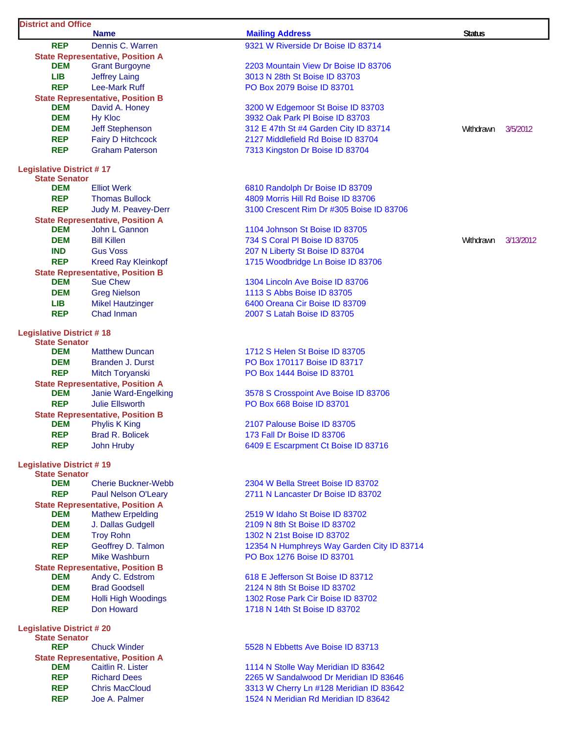| District and Office | Name | Mailing Address | Status | |
|---|---|---|---|---|
| REP | Dennis C. Warren | 9321 W Riverside Dr Boise ID 83714 | | |
| **State Representative, Position A** | | | | |
| DEM | Grant Burgoyne | 2203 Mountain View Dr Boise ID 83706 | | |
| LIB | Jeffrey Laing | 3013 N 28th St Boise ID 83703 | | |
| REP | Lee-Mark Ruff | PO Box 2079 Boise ID 83701 | | |
| **State Representative, Position B** | | | | |
| DEM | David A. Honey | 3200 W Edgemoor St Boise ID 83703 | | |
| DEM | Hy Kloc | 3932 Oak Park Pl Boise ID 83703 | | |
| DEM | Jeff Stephenson | 312 E 47th St #4 Garden City ID 83714 | Withdrawn | 3/5/2012 |
| REP | Fairy D Hitchcock | 2127 Middlefield Rd Boise ID 83704 | | |
| REP | Graham Paterson | 7313 Kingston Dr Boise ID 83704 | | |
| **Legislative District # 17** | | | | |
| **State Senator** | | | | |
| DEM | Elliot Werk | 6810 Randolph Dr Boise ID 83709 | | |
| REP | Thomas Bullock | 4809 Morris Hill Rd Boise ID 83706 | | |
| REP | Judy M. Peavey-Derr | 3100 Crescent Rim Dr #305 Boise ID 83706 | | |
| **State Representative, Position A** | | | | |
| DEM | John L Gannon | 1104 Johnson St Boise ID 83705 | | |
| DEM | Bill Killen | 734 S Coral Pl Boise ID 83705 | Withdrawn | 3/13/2012 |
| IND | Gus Voss | 207 N Liberty St Boise ID 83704 | | |
| REP | Kreed Ray Kleinkopf | 1715 Woodbridge Ln Boise ID 83706 | | |
| **State Representative, Position B** | | | | |
| DEM | Sue Chew | 1304 Lincoln Ave Boise ID 83706 | | |
| DEM | Greg Nielson | 1113 S Abbs Boise ID 83705 | | |
| LIB | Mikel Hautzinger | 6400 Oreana Cir Boise ID 83709 | | |
| REP | Chad Inman | 2007 S Latah Boise ID 83705 | | |
| **Legislative District # 18** | | | | |
| **State Senator** | | | | |
| DEM | Matthew Duncan | 1712 S Helen St Boise ID 83705 | | |
| DEM | Branden J. Durst | PO Box 170117 Boise ID 83717 | | |
| REP | Mitch Toryanski | PO Box 1444 Boise ID 83701 | | |
| **State Representative, Position A** | | | | |
| DEM | Janie Ward-Engelking | 3578 S Crosspoint Ave Boise ID 83706 | | |
| REP | Julie Ellsworth | PO Box 668 Boise ID 83701 | | |
| **State Representative, Position B** | | | | |
| DEM | Phylis K King | 2107 Palouse Boise ID 83705 | | |
| REP | Brad R. Bolicek | 173 Fall Dr Boise ID 83706 | | |
| REP | John Hruby | 6409 E Escarpment Ct Boise ID 83716 | | |
| **Legislative District # 19** | | | | |
| **State Senator** | | | | |
| DEM | Cherie Buckner-Webb | 2304 W Bella Street Boise ID 83702 | | |
| REP | Paul Nelson O'Leary | 2711 N Lancaster Dr Boise ID 83702 | | |
| **State Representative, Position A** | | | | |
| DEM | Mathew Erpelding | 2519 W Idaho St Boise ID 83702 | | |
| DEM | J. Dallas Gudgell | 2109 N 8th St Boise ID 83702 | | |
| DEM | Troy Rohn | 1302 N 21st Boise ID 83702 | | |
| REP | Geoffrey D. Talmon | 12354 N Humphreys Way Garden City ID 83714 | | |
| REP | Mike Washburn | PO Box 1276 Boise ID 83701 | | |
| **State Representative, Position B** | | | | |
| DEM | Andy C. Edstrom | 618 E Jefferson St Boise ID 83712 | | |
| DEM | Brad Goodsell | 2124 N 8th St Boise ID 83702 | | |
| DEM | Holli High Woodings | 1302 Rose Park Cir Boise ID 83702 | | |
| REP | Don Howard | 1718 N 14th St Boise ID 83702 | | |
| **Legislative District # 20** | | | | |
| **State Senator** | | | | |
| REP | Chuck Winder | 5528 N Ebbetts Ave Boise ID 83713 | | |
| **State Representative, Position A** | | | | |
| DEM | Caitlin R. Lister | 1114 N Stolle Way Meridian ID 83642 | | |
| REP | Richard Dees | 2265 W Sandalwood Dr Meridian ID 83646 | | |
| REP | Chris MacCloud | 3313 W Cherry Ln #128 Meridian ID 83642 | | |
| REP | Joe A. Palmer | 1524 N Meridian Rd Meridian ID 83642 | | |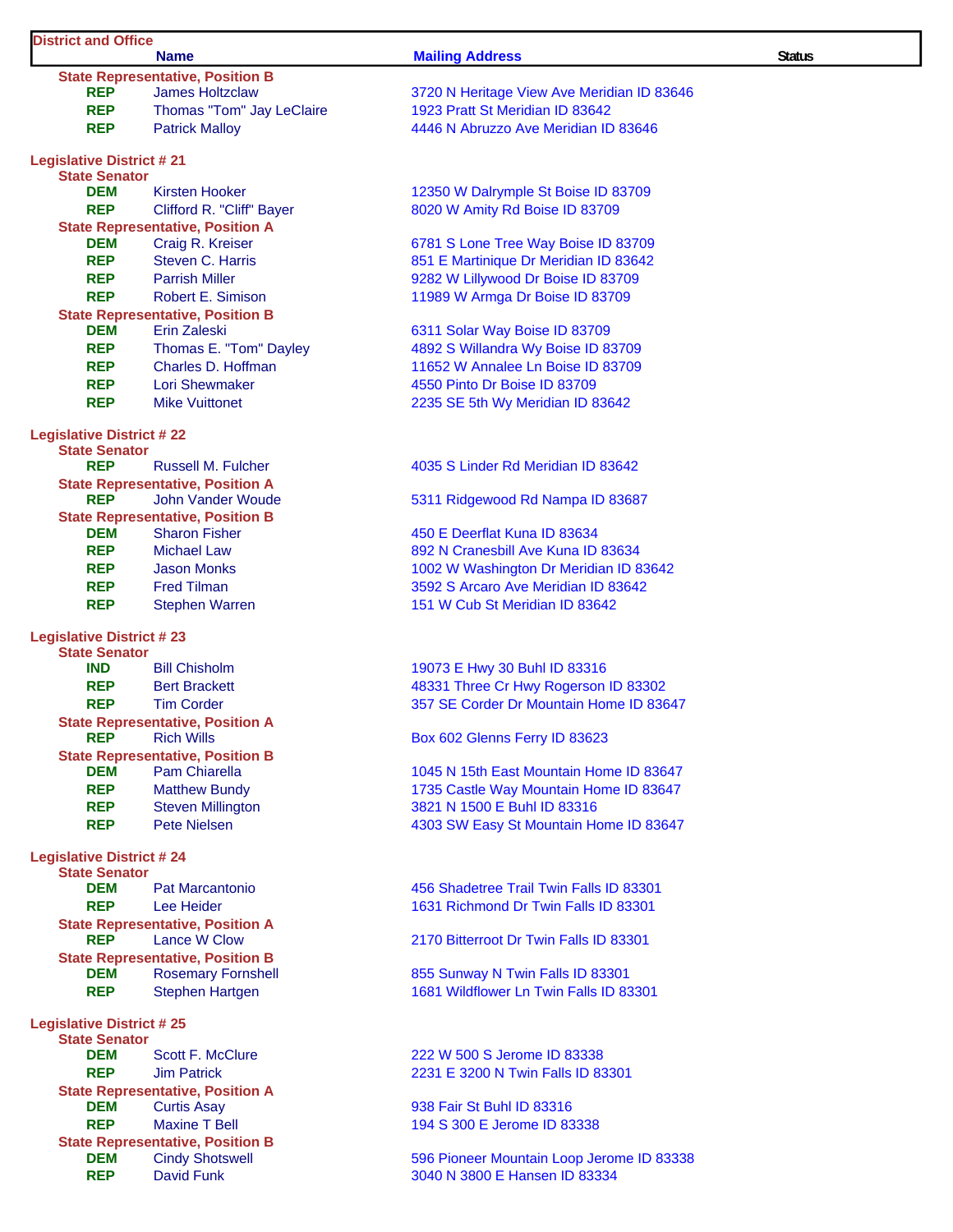| District and Office | Name | Mailing Address | Status |
|---|---|---|---|
| **State Representative, Position B** | | | |
| REP | James Holtzclaw | 3720 N Heritage View Ave Meridian ID 83646 | |
| REP | Thomas "Tom" Jay LeClaire | 1923 Pratt St Meridian ID 83642 | |
| REP | Patrick Malloy | 4446 N Abruzzo Ave Meridian ID 83646 | |
| **Legislative District # 21** | | | |
| **State Senator** | | | |
| DEM | Kirsten Hooker | 12350 W Dalrymple St Boise ID 83709 | |
| REP | Clifford R. "Cliff" Bayer | 8020 W Amity Rd Boise ID 83709 | |
| **State Representative, Position A** | | | |
| DEM | Craig R. Kreiser | 6781 S Lone Tree Way Boise ID 83709 | |
| REP | Steven C. Harris | 851 E Martinique Dr Meridian ID 83642 | |
| REP | Parrish Miller | 9282 W Lillywood Dr Boise ID 83709 | |
| REP | Robert E. Simison | 11989 W Armga Dr Boise ID 83709 | |
| **State Representative, Position B** | | | |
| DEM | Erin Zaleski | 6311 Solar Way Boise ID 83709 | |
| REP | Thomas E. "Tom" Dayley | 4892 S Willandra Wy Boise ID 83709 | |
| REP | Charles D. Hoffman | 11652 W Annalee Ln Boise ID 83709 | |
| REP | Lori Shewmaker | 4550 Pinto Dr Boise ID 83709 | |
| REP | Mike Vuittonet | 2235 SE 5th Wy Meridian ID 83642 | |
| **Legislative District # 22** | | | |
| **State Senator** | | | |
| REP | Russell M. Fulcher | 4035 S Linder Rd Meridian ID 83642 | |
| **State Representative, Position A** | | | |
| REP | John Vander Woude | 5311 Ridgewood Rd Nampa ID 83687 | |
| **State Representative, Position B** | | | |
| DEM | Sharon Fisher | 450 E Deerflat Kuna ID 83634 | |
| REP | Michael Law | 892 N Cranesbill Ave Kuna ID 83634 | |
| REP | Jason Monks | 1002 W Washington Dr Meridian ID 83642 | |
| REP | Fred Tilman | 3592 S Arcaro Ave Meridian ID 83642 | |
| REP | Stephen Warren | 151 W Cub St Meridian ID 83642 | |
| **Legislative District # 23** | | | |
| **State Senator** | | | |
| IND | Bill Chisholm | 19073 E Hwy 30 Buhl ID 83316 | |
| REP | Bert Brackett | 48331 Three Cr Hwy Rogerson ID 83302 | |
| REP | Tim Corder | 357 SE Corder Dr Mountain Home ID 83647 | |
| **State Representative, Position A** | | | |
| REP | Rich Wills | Box 602 Glenns Ferry ID 83623 | |
| **State Representative, Position B** | | | |
| DEM | Pam Chiarella | 1045 N 15th East Mountain Home ID 83647 | |
| REP | Matthew Bundy | 1735 Castle Way Mountain Home ID 83647 | |
| REP | Steven Millington | 3821 N 1500 E Buhl ID 83316 | |
| REP | Pete Nielsen | 4303 SW Easy St Mountain Home ID 83647 | |
| **Legislative District # 24** | | | |
| **State Senator** | | | |
| DEM | Pat Marcantonio | 456 Shadetree Trail Twin Falls ID 83301 | |
| REP | Lee Heider | 1631 Richmond Dr Twin Falls ID 83301 | |
| **State Representative, Position A** | | | |
| REP | Lance W Clow | 2170 Bitterroot Dr Twin Falls ID 83301 | |
| **State Representative, Position B** | | | |
| DEM | Rosemary Fornshell | 855 Sunway N Twin Falls ID 83301 | |
| REP | Stephen Hartgen | 1681 Wildflower Ln Twin Falls ID 83301 | |
| **Legislative District # 25** | | | |
| **State Senator** | | | |
| DEM | Scott F. McClure | 222 W 500 S Jerome ID 83338 | |
| REP | Jim Patrick | 2231 E 3200 N Twin Falls ID 83301 | |
| **State Representative, Position A** | | | |
| DEM | Curtis Asay | 938 Fair St Buhl ID 83316 | |
| REP | Maxine T Bell | 194 S 300 E Jerome ID 83338 | |
| **State Representative, Position B** | | | |
| DEM | Cindy Shotswell | 596 Pioneer Mountain Loop Jerome ID 83338 | |
| REP | David Funk | 3040 N 3800 E Hansen ID 83334 | |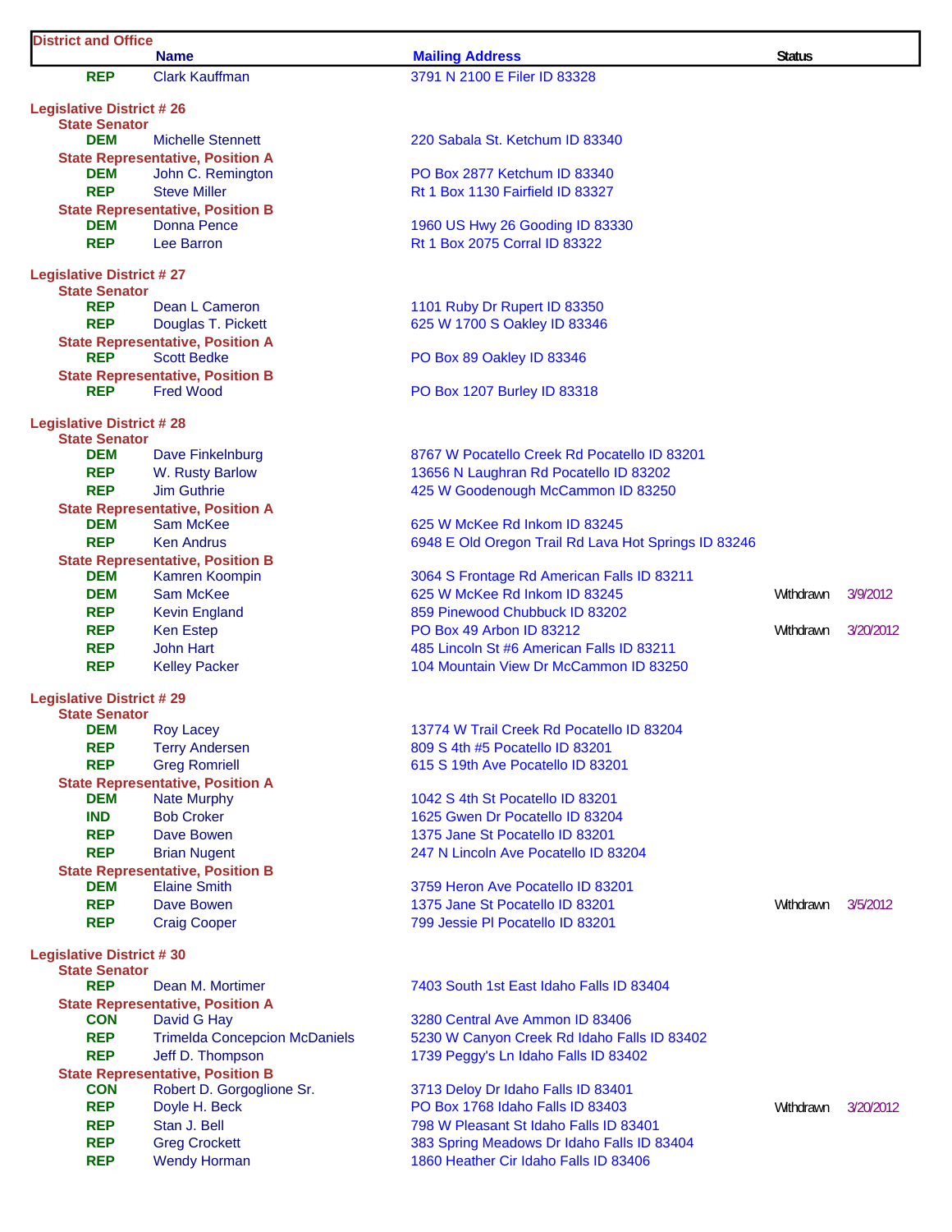| District and Office | Name | Mailing Address | Status | |
|---|---|---|---|---|
| REP | Clark Kauffman | 3791 N 2100 E Filer ID 83328 | | |
| **Legislative District # 26** | | | | |
| **State Senator** | | | | |
| DEM | Michelle Stennett | 220 Sabala St. Ketchum ID 83340 | | |
| **State Representative, Position A** | | | | |
| DEM | John C. Remington | PO Box 2877 Ketchum ID 83340 | | |
| REP | Steve Miller | Rt 1 Box 1130 Fairfield ID 83327 | | |
| **State Representative, Position B** | | | | |
| DEM | Donna Pence | 1960 US Hwy 26 Gooding ID 83330 | | |
| REP | Lee Barron | Rt 1 Box 2075 Corral ID 83322 | | |
| **Legislative District # 27** | | | | |
| **State Senator** | | | | |
| REP | Dean L Cameron | 1101 Ruby Dr Rupert ID 83350 | | |
| REP | Douglas T. Pickett | 625 W 1700 S Oakley ID 83346 | | |
| **State Representative, Position A** | | | | |
| REP | Scott Bedke | PO Box 89 Oakley ID 83346 | | |
| **State Representative, Position B** | | | | |
| REP | Fred Wood | PO Box 1207 Burley ID 83318 | | |
| **Legislative District # 28** | | | | |
| **State Senator** | | | | |
| DEM | Dave Finkelnburg | 8767 W Pocatello Creek Rd Pocatello ID 83201 | | |
| REP | W. Rusty Barlow | 13656 N Laughran Rd Pocatello ID 83202 | | |
| REP | Jim Guthrie | 425 W Goodenough McCammon ID 83250 | | |
| **State Representative, Position A** | | | | |
| DEM | Sam McKee | 625 W McKee Rd Inkom ID 83245 | | |
| REP | Ken Andrus | 6948 E Old Oregon Trail Rd Lava Hot Springs ID 83246 | | |
| **State Representative, Position B** | | | | |
| DEM | Kamren Koompin | 3064 S Frontage Rd American Falls ID 83211 | | |
| DEM | Sam McKee | 625 W McKee Rd Inkom ID 83245 | Withdrawn | 3/9/2012 |
| REP | Kevin England | 859 Pinewood Chubbuck ID 83202 | | |
| REP | Ken Estep | PO Box 49 Arbon ID 83212 | Withdrawn | 3/20/2012 |
| REP | John Hart | 485 Lincoln St #6 American Falls ID 83211 | | |
| REP | Kelley Packer | 104 Mountain View Dr McCammon ID 83250 | | |
| **Legislative District # 29** | | | | |
| **State Senator** | | | | |
| DEM | Roy Lacey | 13774 W Trail Creek Rd Pocatello ID 83204 | | |
| REP | Terry Andersen | 809 S 4th #5 Pocatello ID 83201 | | |
| REP | Greg Romriell | 615 S 19th Ave Pocatello ID 83201 | | |
| **State Representative, Position A** | | | | |
| DEM | Nate Murphy | 1042 S 4th St Pocatello ID 83201 | | |
| IND | Bob Croker | 1625 Gwen Dr Pocatello ID 83204 | | |
| REP | Dave Bowen | 1375 Jane St Pocatello ID 83201 | | |
| REP | Brian Nugent | 247 N Lincoln Ave Pocatello ID 83204 | | |
| **State Representative, Position B** | | | | |
| DEM | Elaine Smith | 3759 Heron Ave Pocatello ID 83201 | | |
| REP | Dave Bowen | 1375 Jane St Pocatello ID 83201 | Withdrawn | 3/5/2012 |
| REP | Craig Cooper | 799 Jessie Pl Pocatello ID 83201 | | |
| **Legislative District # 30** | | | | |
| **State Senator** | | | | |
| REP | Dean M. Mortimer | 7403 South 1st East Idaho Falls ID 83404 | | |
| **State Representative, Position A** | | | | |
| CON | David G Hay | 3280 Central Ave Ammon ID 83406 | | |
| REP | Trimelda Concepcion McDaniels | 5230 W Canyon Creek Rd Idaho Falls ID 83402 | | |
| REP | Jeff D. Thompson | 1739 Peggy's Ln Idaho Falls ID 83402 | | |
| **State Representative, Position B** | | | | |
| CON | Robert D. Gorgoglione Sr. | 3713 Deloy Dr Idaho Falls ID 83401 | | |
| REP | Doyle H. Beck | PO Box 1768 Idaho Falls ID 83403 | Withdrawn | 3/20/2012 |
| REP | Stan J. Bell | 798 W Pleasant St Idaho Falls ID 83401 | | |
| REP | Greg Crockett | 383 Spring Meadows Dr Idaho Falls ID 83404 | | |
| REP | Wendy Horman | 1860 Heather Cir Idaho Falls ID 83406 | | |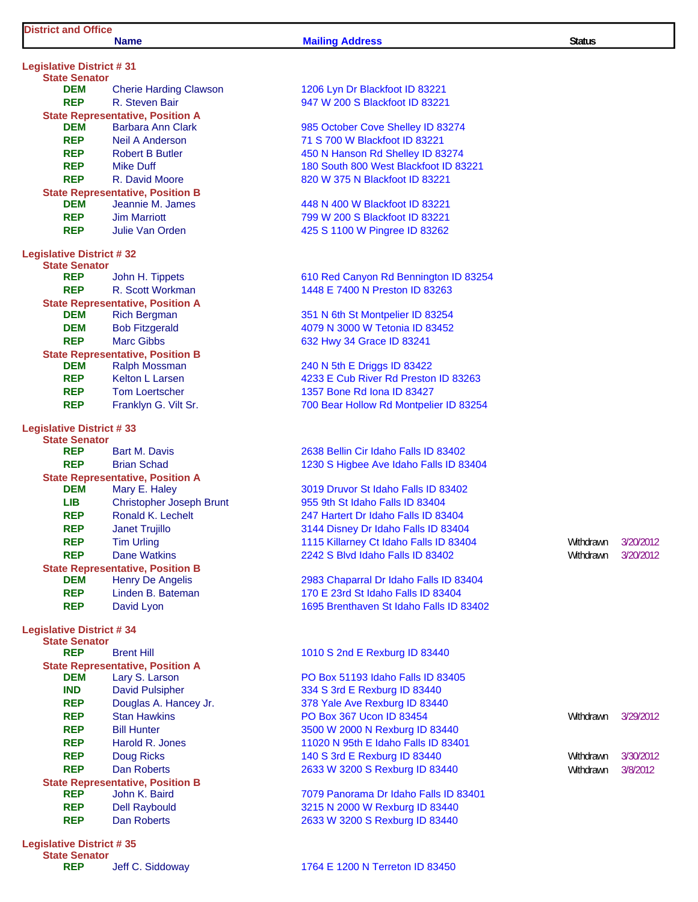| District and Office | Name | Mailing Address | Status | |
|---|---|---|---|---|
| **Legislative District # 31** | | | | |
| **State Senator** | | | | |
| DEM | Cherie Harding Clawson | 1206 Lyn Dr Blackfoot ID 83221 | | |
| REP | R. Steven Bair | 947 W 200 S Blackfoot ID 83221 | | |
| **State Representative, Position A** | | | | |
| DEM | Barbara Ann Clark | 985 October Cove Shelley ID 83274 | | |
| REP | Neil A Anderson | 71 S 700 W Blackfoot ID 83221 | | |
| REP | Robert B Butler | 450 N Hanson Rd Shelley ID 83274 | | |
| REP | Mike Duff | 180 South 800 West Blackfoot ID 83221 | | |
| REP | R. David Moore | 820 W 375 N Blackfoot ID 83221 | | |
| **State Representative, Position B** | | | | |
| DEM | Jeannie M. James | 448 N 400 W Blackfoot ID 83221 | | |
| REP | Jim Marriott | 799 W 200 S Blackfoot ID 83221 | | |
| REP | Julie Van Orden | 425 S 1100 W Pingree ID 83262 | | |
| **Legislative District # 32** | | | | |
| **State Senator** | | | | |
| REP | John H. Tippets | 610 Red Canyon Rd Bennington ID 83254 | | |
| REP | R. Scott Workman | 1448 E 7400 N Preston ID 83263 | | |
| **State Representative, Position A** | | | | |
| DEM | Rich Bergman | 351 N 6th St Montpelier ID 83254 | | |
| DEM | Bob Fitzgerald | 4079 N 3000 W Tetonia ID 83452 | | |
| REP | Marc Gibbs | 632 Hwy 34 Grace ID 83241 | | |
| **State Representative, Position B** | | | | |
| DEM | Ralph Mossman | 240 N 5th E Driggs ID 83422 | | |
| REP | Kelton L Larsen | 4233 E Cub River Rd Preston ID 83263 | | |
| REP | Tom Loertscher | 1357 Bone Rd Iona ID 83427 | | |
| REP | Franklyn G. Vilt Sr. | 700 Bear Hollow Rd Montpelier ID 83254 | | |
| **Legislative District # 33** | | | | |
| **State Senator** | | | | |
| REP | Bart M. Davis | 2638 Bellin Cir Idaho Falls ID 83402 | | |
| REP | Brian Schad | 1230 S Higbee Ave Idaho Falls ID 83404 | | |
| **State Representative, Position A** | | | | |
| DEM | Mary E. Haley | 3019 Druvor St Idaho Falls ID 83402 | | |
| LIB | Christopher Joseph Brunt | 955 9th St Idaho Falls ID 83404 | | |
| REP | Ronald K. Lechelt | 247 Hartert Dr Idaho Falls ID 83404 | | |
| REP | Janet Trujillo | 3144 Disney Dr Idaho Falls ID 83404 | | |
| REP | Tim Urling | 1115 Killarney Ct Idaho Falls ID 83404 | Withdrawn | 3/20/2012 |
| REP | Dane Watkins | 2242 S Blvd Idaho Falls ID 83402 | Withdrawn | 3/20/2012 |
| **State Representative, Position B** | | | | |
| DEM | Henry De Angelis | 2983 Chaparral Dr Idaho Falls ID 83404 | | |
| REP | Linden B. Bateman | 170 E 23rd St Idaho Falls ID 83404 | | |
| REP | David Lyon | 1695 Brenthaven St Idaho Falls ID 83402 | | |
| **Legislative District # 34** | | | | |
| **State Senator** | | | | |
| REP | Brent Hill | 1010 S 2nd E Rexburg ID 83440 | | |
| **State Representative, Position A** | | | | |
| DEM | Lary S. Larson | PO Box 51193 Idaho Falls ID 83405 | | |
| IND | David Pulsipher | 334 S 3rd E Rexburg ID 83440 | | |
| REP | Douglas A. Hancey Jr. | 378 Yale Ave Rexburg ID 83440 | | |
| REP | Stan Hawkins | PO Box 367 Ucon ID 83454 | Withdrawn | 3/29/2012 |
| REP | Bill Hunter | 3500 W 2000 N Rexburg ID 83440 | | |
| REP | Harold R. Jones | 11020 N 95th E Idaho Falls ID 83401 | | |
| REP | Doug Ricks | 140 S 3rd E Rexburg ID 83440 | Withdrawn | 3/30/2012 |
| REP | Dan Roberts | 2633 W 3200 S Rexburg ID 83440 | Withdrawn | 3/8/2012 |
| **State Representative, Position B** | | | | |
| REP | John K. Baird | 7079 Panorama Dr Idaho Falls ID 83401 | | |
| REP | Dell Raybould | 3215 N 2000 W Rexburg ID 83440 | | |
| REP | Dan Roberts | 2633 W 3200 S Rexburg ID 83440 | | |
| **Legislative District # 35** | | | | |
| **State Senator** | | | | |
| REP | Jeff C. Siddoway | 1764 E 1200 N Terreton ID 83450 | | |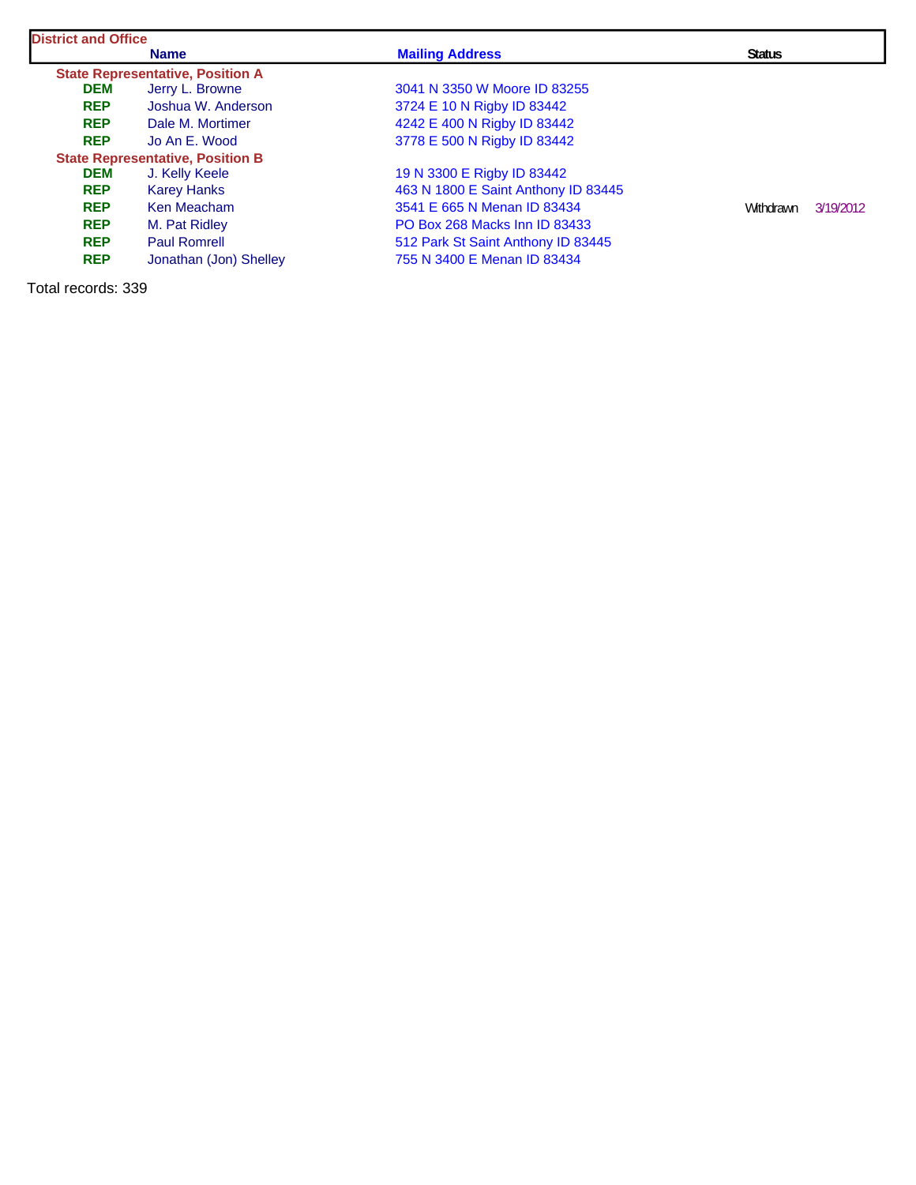| District and Office | Name | Mailing Address | Status | |
|---|---|---|---|---|
| **State Representative, Position A** | | | | |
| **DEM** | Jerry L. Browne | 3041 N 3350 W Moore ID 83255 | | |
| **REP** | Joshua W. Anderson | 3724 E 10 N Rigby ID 83442 | | |
| **REP** | Dale M. Mortimer | 4242 E 400 N Rigby ID 83442 | | |
| **REP** | Jo An E. Wood | 3778 E 500 N Rigby ID 83442 | | |
| **State Representative, Position B** | | | | |
| **DEM** | J. Kelly Keele | 19 N 3300 E Rigby ID 83442 | | |
| **REP** | Karey Hanks | 463 N 1800 E Saint Anthony ID 83445 | | |
| **REP** | Ken Meacham | 3541 E 665 N Menan ID 83434 | Withdrawn | 3/19/2012 |
| **REP** | M. Pat Ridley | PO Box 268 Macks Inn ID 83433 | | |
| **REP** | Paul Romrell | 512 Park St Saint Anthony ID 83445 | | |
| **REP** | Jonathan (Jon) Shelley | 755 N 3400 E Menan ID 83434 | | |

Total records: 339